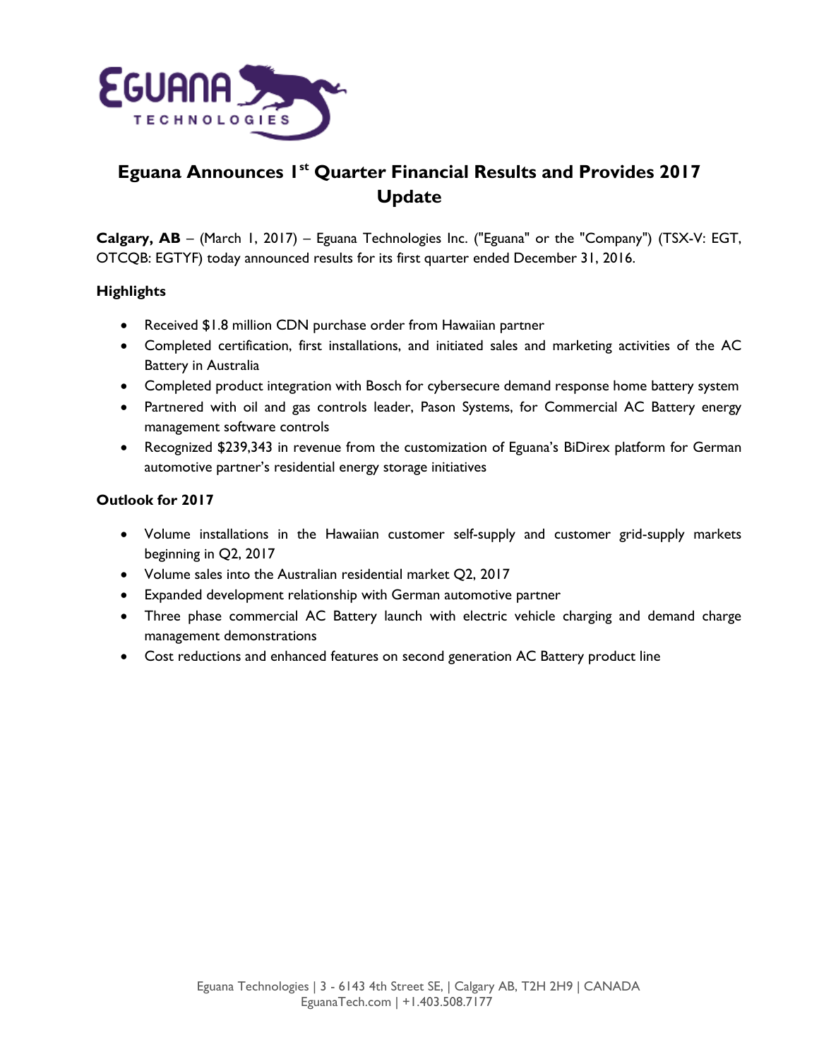# Eguana Announces 1st Quarter Financial Results and Provides 2017 Update

**Calgary, AB** – (March 1, 2017) – Eguana Technologies Inc. ("Eguana" or the "Company") (TSX-V: EGT, OTCQB: EGTYF) today announced results for its first quarter ended December 31, 2016.

**Highlights**

- Received $1.8 million CDN purchase order from Hawaiian partner
- Completed certification, first installations, and initiated sales and marketing activities of the AC Battery in Australia
- Completed product integration with Bosch for cybersecure demand response home battery system
- Partnered with oil and gas controls leader, Pason Systems, for Commercial AC Battery energy management software controls
- Recognized $239,343 in revenue from the customization of Eguana's BiDirex platform for German automotive partner's residential energy storage initiatives

**Outlook for 2017**

- Volume installations in the Hawaiian customer self-supply and customer grid-supply markets beginning in Q2, 2017
- Volume sales into the Australian residential market Q2, 2017
- Expanded development relationship with German automotive partner
- Three phase commercial AC Battery launch with electric vehicle charging and demand charge management demonstrations
- Cost reductions and enhanced features on second generation AC Battery product line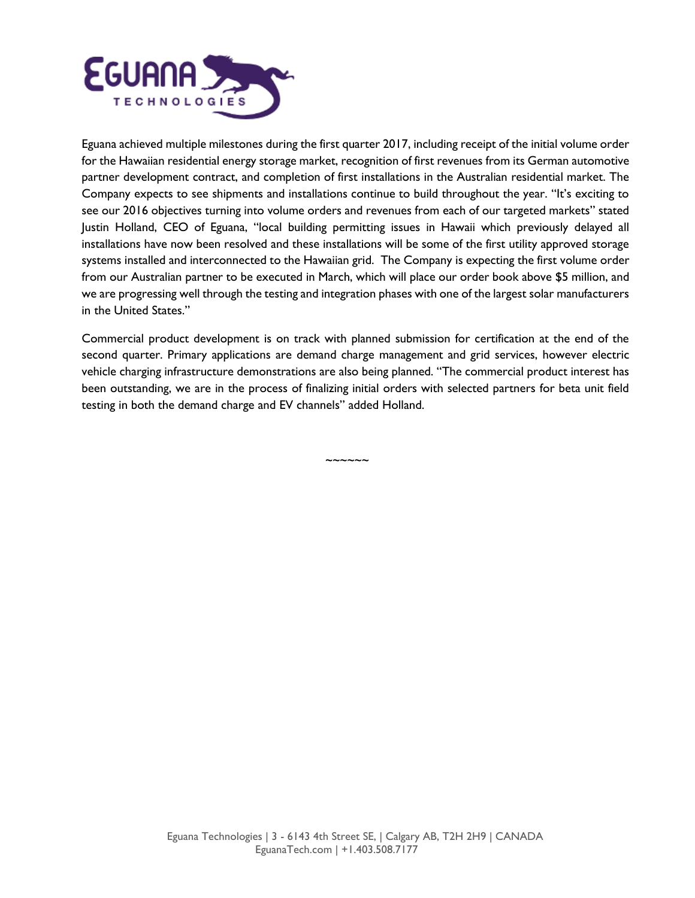Eguana achieved multiple milestones during the first quarter 2017, including receipt of the initial volume order for the Hawaiian residential energy storage market, recognition of first revenues from its German automotive partner development contract, and completion of first installations in the Australian residential market. The Company expects to see shipments and installations continue to build throughout the year. "It's exciting to see our 2016 objectives turning into volume orders and revenues from each of our targeted markets" stated Justin Holland, CEO of Eguana, "local building permitting issues in Hawaii which previously delayed all installations have now been resolved and these installations will be some of the first utility approved storage systems installed and interconnected to the Hawaiian grid. The Company is expecting the first volume order from our Australian partner to be executed in March, which will place our order book above $5 million, and we are progressing well through the testing and integration phases with one of the largest solar manufacturers in the United States."

Commercial product development is on track with planned submission for certification at the end of the second quarter. Primary applications are demand charge management and grid services, however electric vehicle charging infrastructure demonstrations are also being planned. "The commercial product interest has been outstanding, we are in the process of finalizing initial orders with selected partners for beta unit field testing in both the demand charge and EV channels" added Holland.

~~~~~~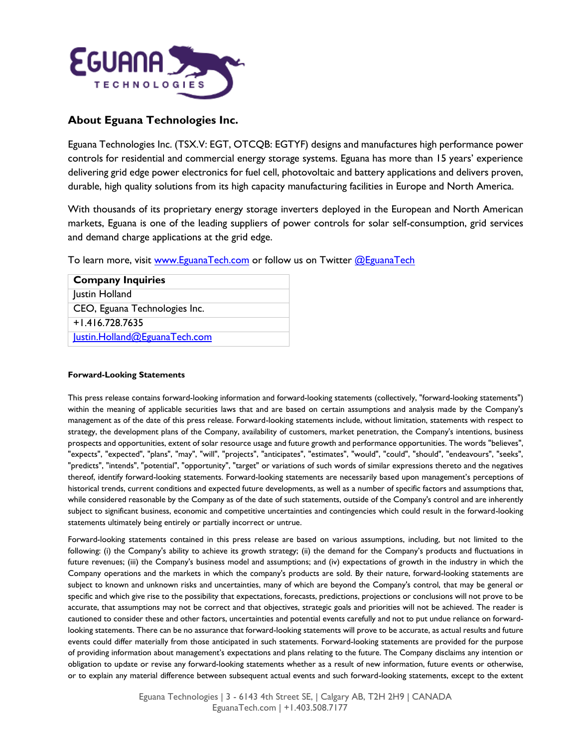## About Eguana Technologies Inc.

Eguana Technologies Inc. (TSX.V: EGT, OTCQB: EGTYF) designs and manufactures high performance power controls for residential and commercial energy storage systems. Eguana has more than 15 years' experience delivering grid edge power electronics for fuel cell, photovoltaic and battery applications and delivers proven, durable, high quality solutions from its high capacity manufacturing facilities in Europe and North America.

With thousands of its proprietary energy storage inverters deployed in the European and North American markets, Eguana is one of the leading suppliers of power controls for solar self-consumption, grid services and demand charge applications at the grid edge.

To learn more, visit www.EguanaTech.com or follow us on Twitter @EguanaTech

| Company Inquiries |
|---|
| Justin Holland |
| CEO, Eguana Technologies Inc. |
| +1.416.728.7635 |
| Justin.Holland@EguanaTech.com |

**Forward-Looking Statements**

This press release contains forward-looking information and forward-looking statements (collectively, "forward-looking statements") within the meaning of applicable securities laws that and are based on certain assumptions and analysis made by the Company's management as of the date of this press release. Forward-looking statements include, without limitation, statements with respect to strategy, the development plans of the Company, availability of customers, market penetration, the Company's intentions, business prospects and opportunities, extent of solar resource usage and future growth and performance opportunities. The words "believes", "expects", "expected", "plans", "may", "will", "projects", "anticipates", "estimates", "would", "could", "should", "endeavours", "seeks", "predicts", "intends", "potential", "opportunity", "target" or variations of such words of similar expressions thereto and the negatives thereof, identify forward-looking statements. Forward-looking statements are necessarily based upon management's perceptions of historical trends, current conditions and expected future developments, as well as a number of specific factors and assumptions that, while considered reasonable by the Company as of the date of such statements, outside of the Company's control and are inherently subject to significant business, economic and competitive uncertainties and contingencies which could result in the forward-looking statements ultimately being entirely or partially incorrect or untrue.

Forward-looking statements contained in this press release are based on various assumptions, including, but not limited to the following: (i) the Company's ability to achieve its growth strategy; (ii) the demand for the Company's products and fluctuations in future revenues; (iii) the Company's business model and assumptions; and (iv) expectations of growth in the industry in which the Company operations and the markets in which the company's products are sold. By their nature, forward-looking statements are subject to known and unknown risks and uncertainties, many of which are beyond the Company's control, that may be general or specific and which give rise to the possibility that expectations, forecasts, predictions, projections or conclusions will not prove to be accurate, that assumptions may not be correct and that objectives, strategic goals and priorities will not be achieved. The reader is cautioned to consider these and other factors, uncertainties and potential events carefully and not to put undue reliance on forward-looking statements. There can be no assurance that forward-looking statements will prove to be accurate, as actual results and future events could differ materially from those anticipated in such statements. Forward-looking statements are provided for the purpose of providing information about management's expectations and plans relating to the future. The Company disclaims any intention or obligation to update or revise any forward-looking statements whether as a result of new information, future events or otherwise, or to explain any material difference between subsequent actual events and such forward-looking statements, except to the extent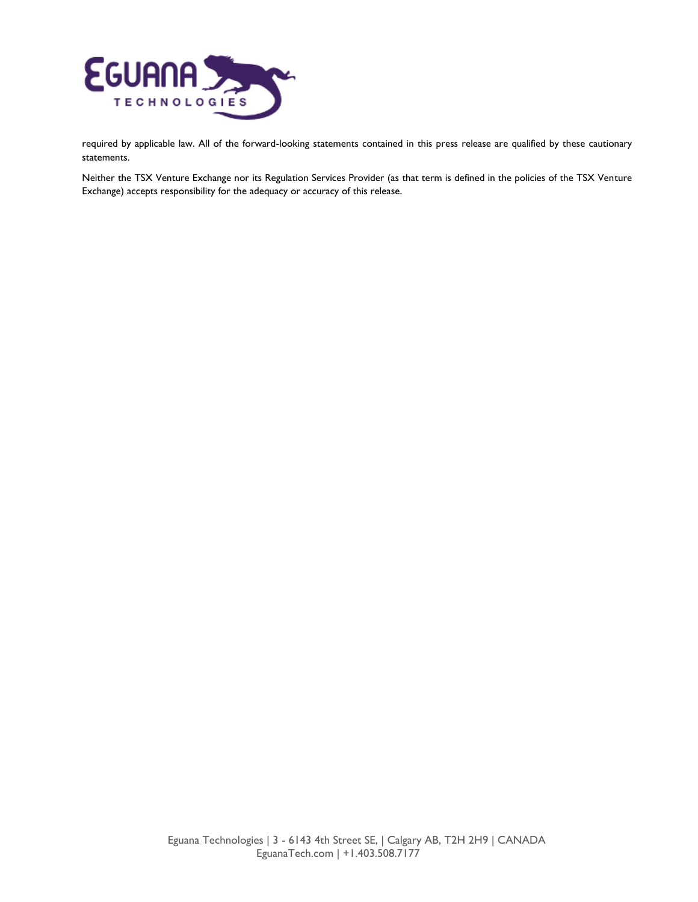required by applicable law. All of the forward-looking statements contained in this press release are qualified by these cautionary statements.

Neither the TSX Venture Exchange nor its Regulation Services Provider (as that term is defined in the policies of the TSX Venture Exchange) accepts responsibility for the adequacy or accuracy of this release.